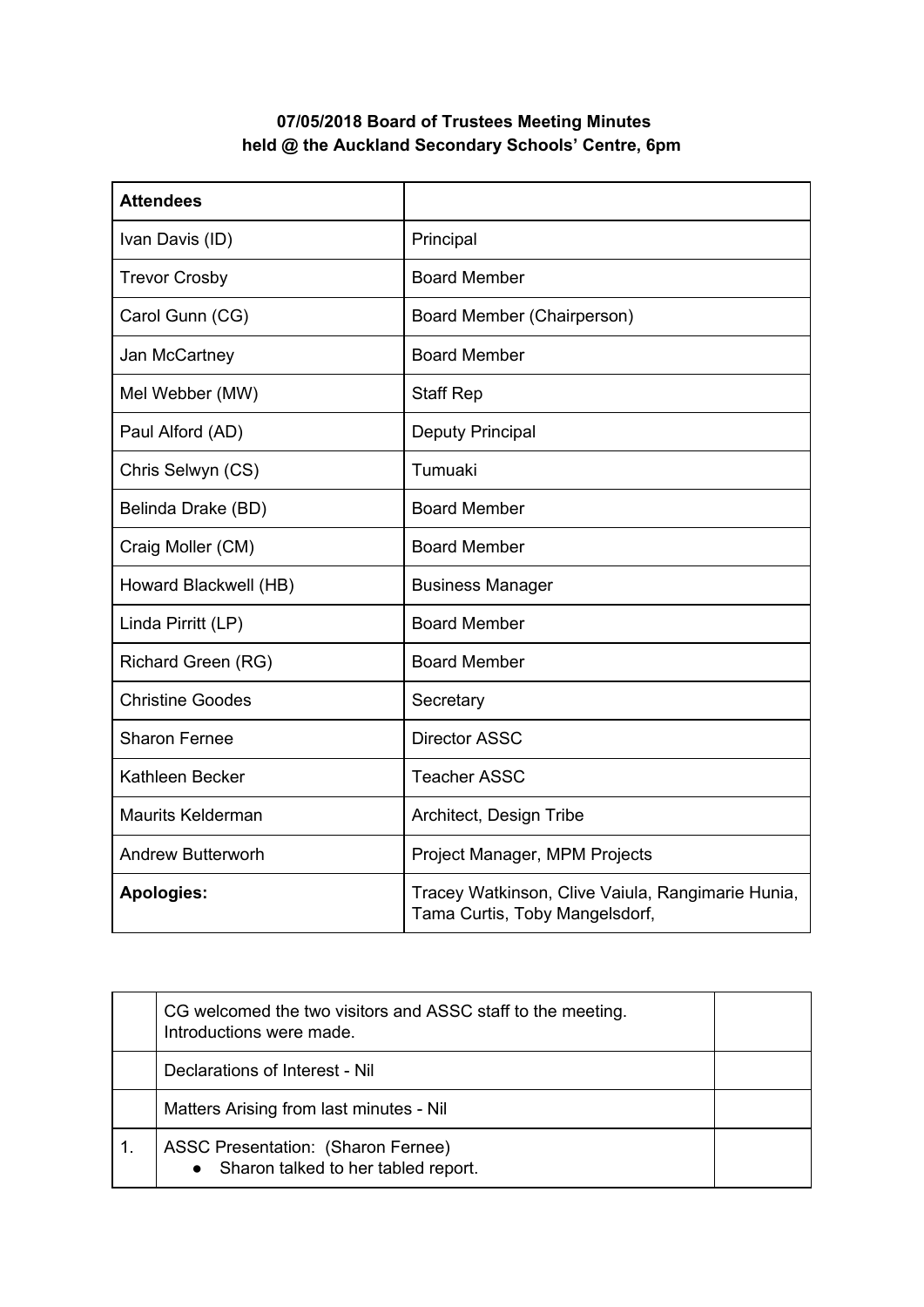**07/05/2018 Board of Trustees Meeting Minutes**
**held @ the Auckland Secondary Schools' Centre, 6pm**

| **Attendees** | |
|---|---|
| Ivan Davis (ID) | Principal |
| Trevor Crosby | Board Member |
| Carol Gunn (CG) | Board Member (Chairperson) |
| Jan McCartney | Board Member |
| Mel Webber (MW) | Staff Rep |
| Paul Alford (AD) | Deputy Principal |
| Chris Selwyn (CS) | Tumuaki |
| Belinda Drake (BD) | Board Member |
| Craig Moller (CM) | Board Member |
| Howard Blackwell (HB) | Business Manager |
| Linda Pirritt (LP) | Board Member |
| Richard Green (RG) | Board Member |
| Christine Goodes | Secretary |
| Sharon Fernee | Director ASSC |
| Kathleen Becker | Teacher ASSC |
| Maurits Kelderman | Architect, Design Tribe |
| Andrew Butterworh | Project Manager, MPM Projects |
| **Apologies:** | Tracey Watkinson, Clive Vaiula, Rangimarie Hunia, Tama Curtis, Toby Mangelsdorf, |

| | | |
|---|---|---|
| | CG welcomed the two visitors and ASSC staff to the meeting. Introductions were made. | |
| | Declarations of Interest - Nil | |
| | Matters Arising from last minutes - Nil | |
| 1. | ASSC Presentation: (Sharon Fernee)<br>● Sharon talked to her tabled report. | |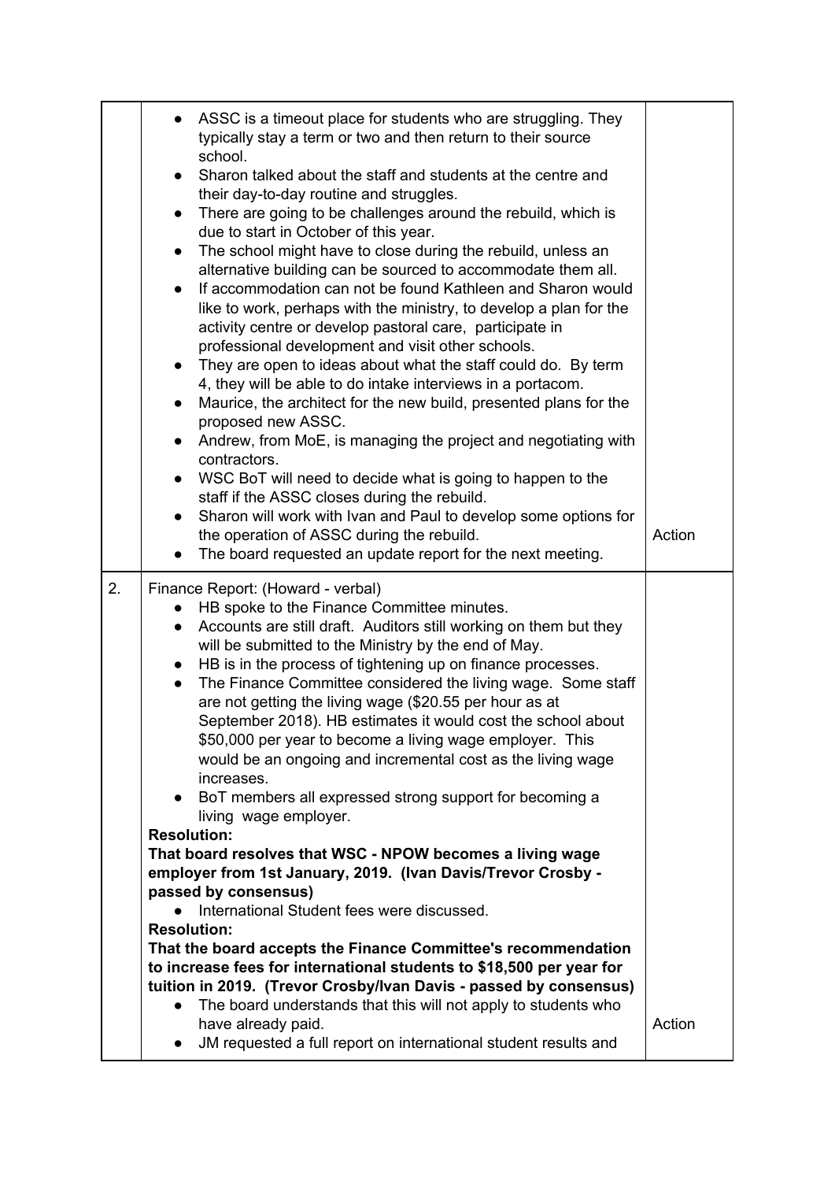| | | |
|---|---|---|
| | • ASSC is a timeout place for students who are struggling. They typically stay a term or two and then return to their source school.<br>• Sharon talked about the staff and students at the centre and their day-to-day routine and struggles.<br>• There are going to be challenges around the rebuild, which is due to start in October of this year.<br>• The school might have to close during the rebuild, unless an alternative building can be sourced to accommodate them all.<br>• If accommodation can not be found Kathleen and Sharon would like to work, perhaps with the ministry, to develop a plan for the activity centre or develop pastoral care, participate in professional development and visit other schools.<br>• They are open to ideas about what the staff could do. By term 4, they will be able to do intake interviews in a portacom.<br>• Maurice, the architect for the new build, presented plans for the proposed new ASSC.<br>• Andrew, from MoE, is managing the project and negotiating with contractors.<br>• WSC BoT will need to decide what is going to happen to the staff if the ASSC closes during the rebuild.<br>• Sharon will work with Ivan and Paul to develop some options for the operation of ASSC during the rebuild.<br>• The board requested an update report for the next meeting. | Action |
| 2. | Finance Report: (Howard - verbal)<br>• HB spoke to the Finance Committee minutes.<br>• Accounts are still draft. Auditors still working on them but they will be submitted to the Ministry by the end of May.<br>• HB is in the process of tightening up on finance processes.<br>• The Finance Committee considered the living wage. Some staff are not getting the living wage ($20.55 per hour as at September 2018). HB estimates it would cost the school about $50,000 per year to become a living wage employer. This would be an ongoing and incremental cost as the living wage increases.<br>• BoT members all expressed strong support for becoming a living wage employer.<br>**Resolution:**<br>**That board resolves that WSC - NPOW becomes a living wage employer from 1st January, 2019. (Ivan Davis/Trevor Crosby - passed by consensus)**<br>• International Student fees were discussed.<br>**Resolution:**<br>**That the board accepts the Finance Committee's recommendation to increase fees for international students to $18,500 per year for tuition in 2019. (Trevor Crosby/Ivan Davis - passed by consensus)**<br>• The board understands that this will not apply to students who have already paid.<br>• JM requested a full report on international student results and | Action |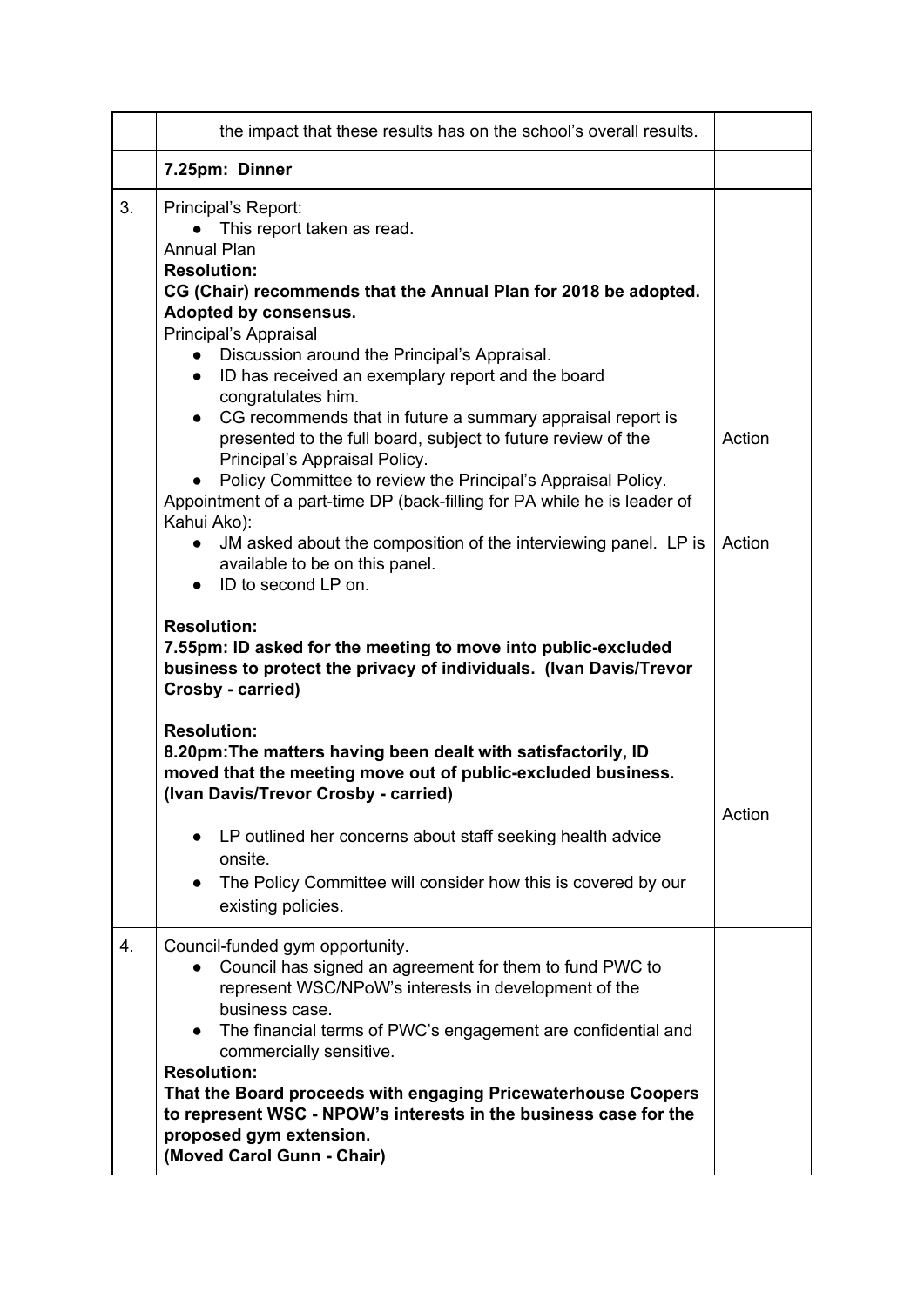| | | |
|---|---|---|
| | the impact that these results has on the school's overall results. | |
| | **7.25pm: Dinner** | |
| 3. | Principal's Report:<br>● This report taken as read.<br>Annual Plan<br>**Resolution:**<br>**CG (Chair) recommends that the Annual Plan for 2018 be adopted. Adopted by consensus.**<br>Principal's Appraisal<br>● Discussion around the Principal's Appraisal.<br>● ID has received an exemplary report and the board congratulates him.<br>● CG recommends that in future a summary appraisal report is presented to the full board, subject to future review of the Principal's Appraisal Policy.<br>● Policy Committee to review the Principal's Appraisal Policy.<br>Appointment of a part-time DP (back-filling for PA while he is leader of Kahui Ako):<br>● JM asked about the composition of the interviewing panel. LP is available to be on this panel.<br>● ID to second LP on.<br><br>**Resolution:**<br>**7.55pm: ID asked for the meeting to move into public-excluded business to protect the privacy of individuals. (Ivan Davis/Trevor Crosby - carried)**<br><br>**Resolution:**<br>**8.20pm:The matters having been dealt with satisfactorily, ID moved that the meeting move out of public-excluded business. (Ivan Davis/Trevor Crosby - carried)**<br><br>● LP outlined her concerns about staff seeking health advice onsite.<br>● The Policy Committee will consider how this is covered by our existing policies. | Action<br><br>Action<br><br>Action |
| 4. | Council-funded gym opportunity.<br>● Council has signed an agreement for them to fund PWC to represent WSC/NPoW's interests in development of the business case.<br>● The financial terms of PWC's engagement are confidential and commercially sensitive.<br>**Resolution:**<br>**That the Board proceeds with engaging Pricewaterhouse Coopers to represent WSC - NPOW's interests in the business case for the proposed gym extension.**<br>**(Moved Carol Gunn - Chair)** | |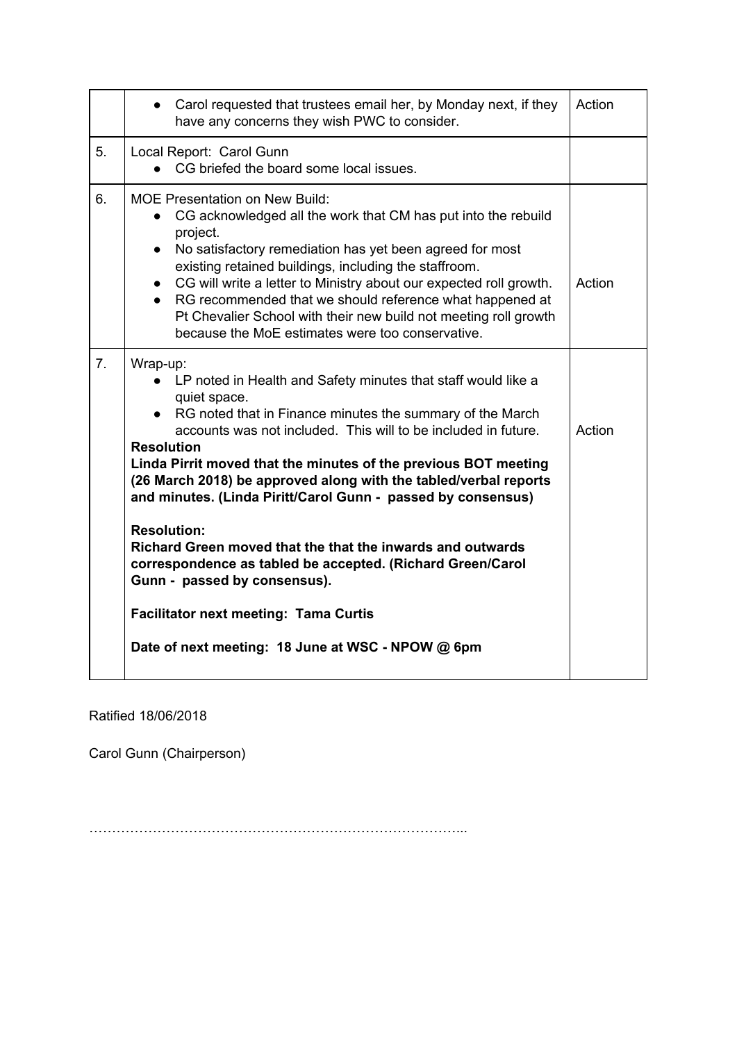| | | |
|---|---|---|
| | • Carol requested that trustees email her, by Monday next, if they have any concerns they wish PWC to consider. | Action |
| 5. | Local Report: Carol Gunn<br>• CG briefed the board some local issues. | |
| 6. | MOE Presentation on New Build:<br>• CG acknowledged all the work that CM has put into the rebuild project.<br>• No satisfactory remediation has yet been agreed for most existing retained buildings, including the staffroom.<br>• CG will write a letter to Ministry about our expected roll growth.<br>• RG recommended that we should reference what happened at Pt Chevalier School with their new build not meeting roll growth because the MoE estimates were too conservative. | Action |
| 7. | Wrap-up:<br>• LP noted in Health and Safety minutes that staff would like a quiet space.<br>• RG noted that in Finance minutes the summary of the March accounts was not included. This will to be included in future.<br>**Resolution**<br>**Linda Pirrit moved that the minutes of the previous BOT meeting (26 March 2018) be approved along with the tabled/verbal reports and minutes. (Linda Piritt/Carol Gunn - passed by consensus)**<br><br>**Resolution:**<br>**Richard Green moved that the that the inwards and outwards correspondence as tabled be accepted. (Richard Green/Carol Gunn - passed by consensus).**<br><br>**Facilitator next meeting: Tama Curtis**<br><br>**Date of next meeting: 18 June at WSC - NPOW @ 6pm** | Action |

Ratified 18/06/2018

Carol Gunn (Chairperson)

…………………………………………………………………………..